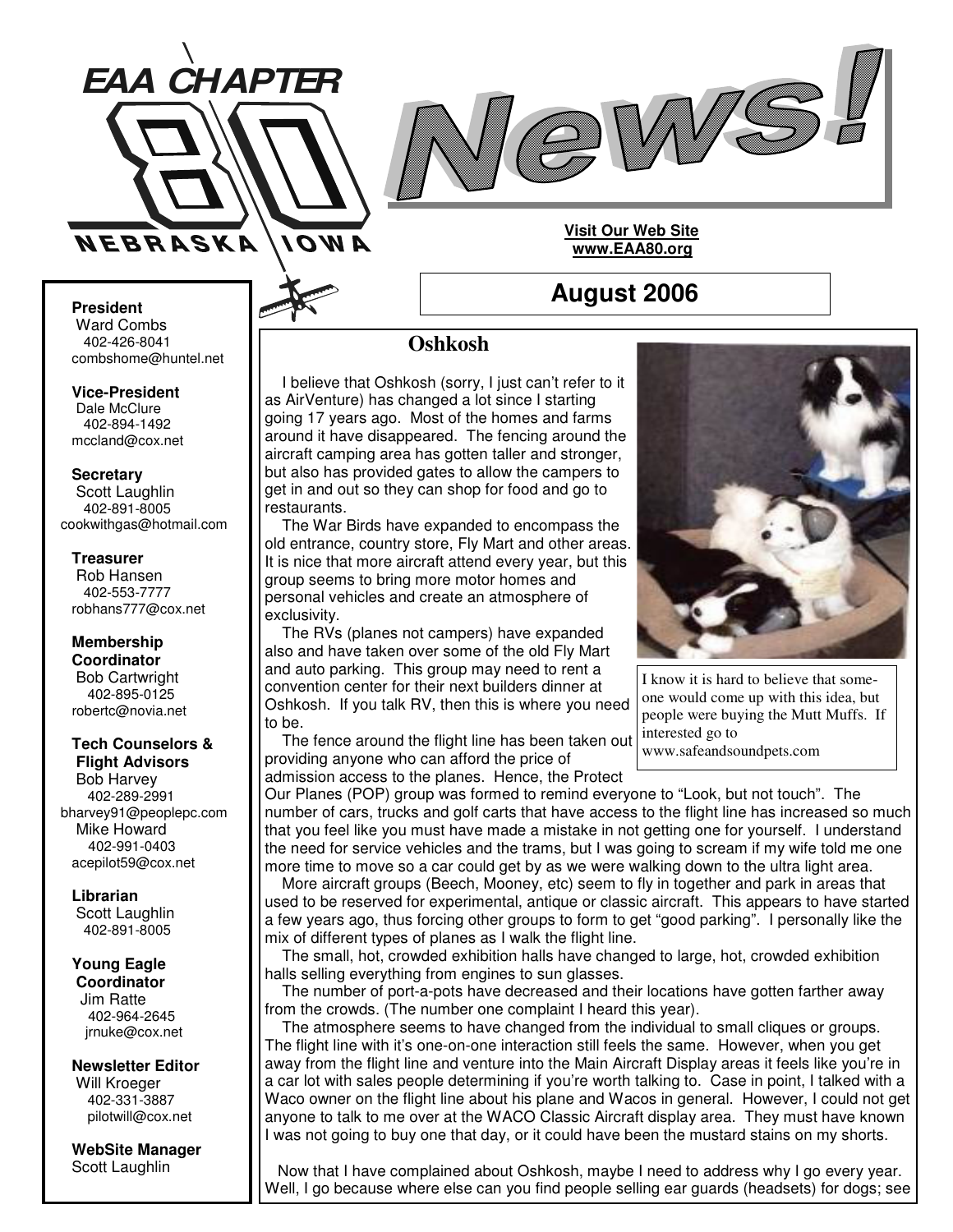# EAA CHAPTER 80 NEBRASKA IOWA

# News!

**Visit Our Web Site**
**www.EAA80.org**

## August 2006

**President**
Ward Combs
402-426-8041
combshome@huntel.net

**Vice-President**
Dale McClure
402-894-1492
mccland@cox.net

**Secretary**
Scott Laughlin
402-891-8005
cookwithgas@hotmail.com

**Treasurer**
Rob Hansen
402-553-7777
robhans777@cox.net

**Membership Coordinator**
Bob Cartwright
402-895-0125
robertc@novia.net

**Tech Counselors & Flight Advisors**
Bob Harvey
402-289-2991
bharvey91@peoplepc.com
Mike Howard
402-991-0403
acepilot59@cox.net

**Librarian**
Scott Laughlin
402-891-8005

**Young Eagle Coordinator**
Jim Ratte
402-964-2645
jrnuke@cox.net

**Newsletter Editor**
Will Kroeger
402-331-3887
pilotwill@cox.net

**WebSite Manager**
Scott Laughlin

### Oshkosh

I believe that Oshkosh (sorry, I just can't refer to it as AirVenture) has changed a lot since I starting going 17 years ago. Most of the homes and farms around it have disappeared. The fencing around the aircraft camping area has gotten taller and stronger, but also has provided gates to allow the campers to get in and out so they can shop for food and go to restaurants.

The War Birds have expanded to encompass the old entrance, country store, Fly Mart and other areas. It is nice that more aircraft attend every year, but this group seems to bring more motor homes and personal vehicles and create an atmosphere of exclusivity.

The RVs (planes not campers) have expanded also and have taken over some of the old Fly Mart and auto parking. This group may need to rent a convention center for their next builders dinner at Oshkosh. If you talk RV, then this is where you need to be.

The fence around the flight line has been taken out providing anyone who can afford the price of admission access to the planes. Hence, the Protect Our Planes (POP) group was formed to remind everyone to "Look, but not touch". The number of cars, trucks and golf carts that have access to the flight line has increased so much that you feel like you must have made a mistake in not getting one for yourself. I understand the need for service vehicles and the trams, but I was going to scream if my wife told me one more time to move so a car could get by as we were walking down to the ultra light area.

I know it is hard to believe that someone would come up with this idea, but people were buying the Mutt Muffs. If interested go to www.safeandsoundpets.com

More aircraft groups (Beech, Mooney, etc) seem to fly in together and park in areas that used to be reserved for experimental, antique or classic aircraft. This appears to have started a few years ago, thus forcing other groups to form to get "good parking". I personally like the mix of different types of planes as I walk the flight line.

The small, hot, crowded exhibition halls have changed to large, hot, crowded exhibition halls selling everything from engines to sun glasses.

The number of port-a-pots have decreased and their locations have gotten farther away from the crowds. (The number one complaint I heard this year).

The atmosphere seems to have changed from the individual to small cliques or groups. The flight line with it's one-on-one interaction still feels the same. However, when you get away from the flight line and venture into the Main Aircraft Display areas it feels like you're in a car lot with sales people determining if you're worth talking to. Case in point, I talked with a Waco owner on the flight line about his plane and Wacos in general. However, I could not get anyone to talk to me over at the WACO Classic Aircraft display area. They must have known I was not going to buy one that day, or it could have been the mustard stains on my shorts.

Now that I have complained about Oshkosh, maybe I need to address why I go every year. Well, I go because where else can you find people selling ear guards (headsets) for dogs; see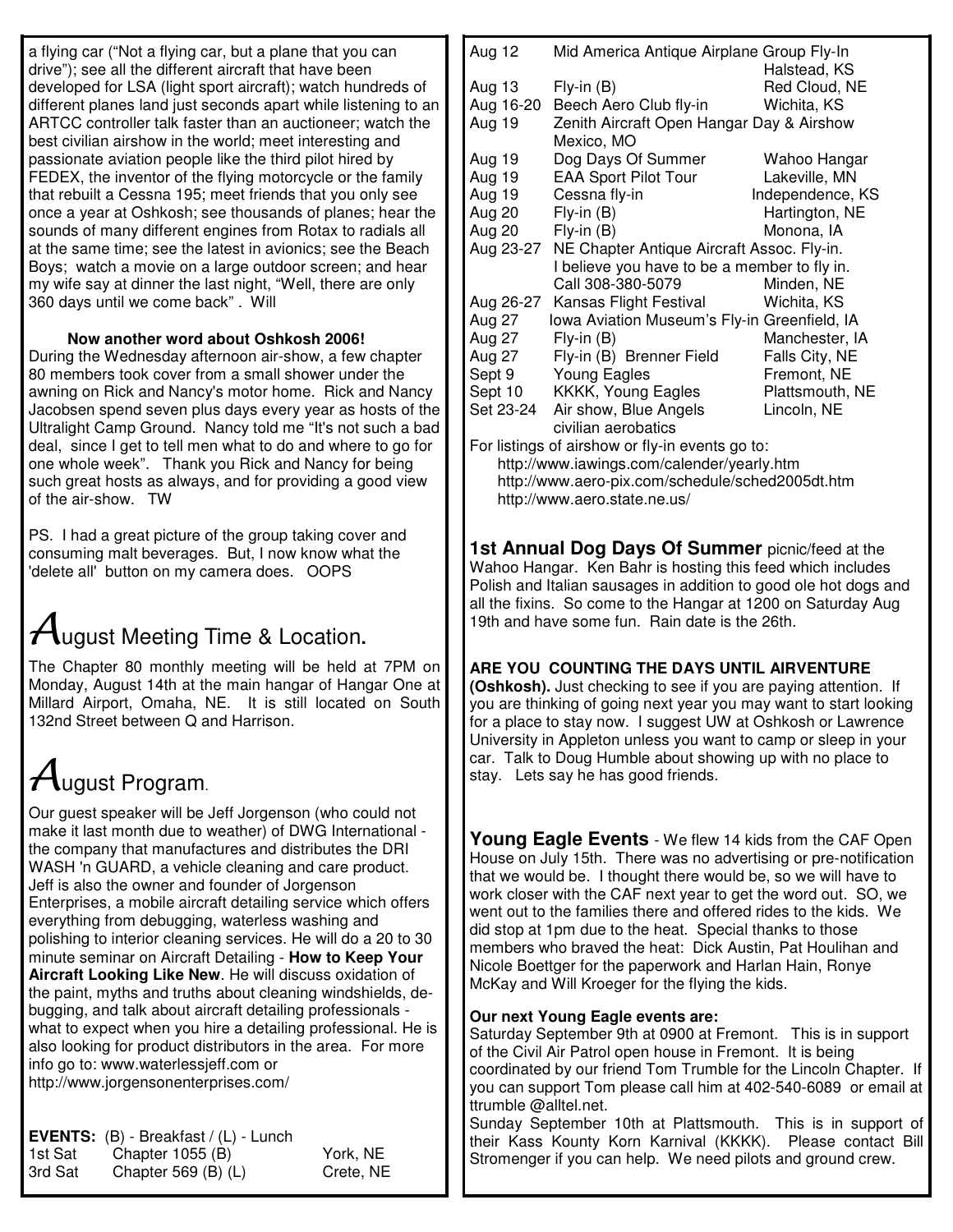a flying car ("Not a flying car, but a plane that you can drive"); see all the different aircraft that have been developed for LSA (light sport aircraft); watch hundreds of different planes land just seconds apart while listening to an ARTCC controller talk faster than an auctioneer; watch the best civilian airshow in the world; meet interesting and passionate aviation people like the third pilot hired by FEDEX, the inventor of the flying motorcycle or the family that rebuilt a Cessna 195; meet friends that you only see once a year at Oshkosh; see thousands of planes; hear the sounds of many different engines from Rotax to radials all at the same time; see the latest in avionics; see the Beach Boys; watch a movie on a large outdoor screen; and hear my wife say at dinner the last night, "Well, there are only 360 days until we come back". Will

**Now another word about Oshkosh 2006!**

During the Wednesday afternoon air-show, a few chapter 80 members took cover from a small shower under the awning on Rick and Nancy's motor home. Rick and Nancy Jacobsen spend seven plus days every year as hosts of the Ultralight Camp Ground. Nancy told me "It's not such a bad deal, since I get to tell men what to do and where to go for one whole week". Thank you Rick and Nancy for being such great hosts as always, and for providing a good view of the air-show. TW

PS. I had a great picture of the group taking cover and consuming malt beverages. But, I now know what the 'delete all' button on my camera does. OOPS

# August Meeting Time & Location.

The Chapter 80 monthly meeting will be held at 7PM on Monday, August 14th at the main hangar of Hangar One at Millard Airport, Omaha, NE. It is still located on South 132nd Street between Q and Harrison.

# August Program.

Our guest speaker will be Jeff Jorgenson (who could not make it last month due to weather) of DWG International - the company that manufactures and distributes the DRI WASH 'n GUARD, a vehicle cleaning and care product. Jeff is also the owner and founder of Jorgenson Enterprises, a mobile aircraft detailing service which offers everything from debugging, waterless washing and polishing to interior cleaning services. He will do a 20 to 30 minute seminar on Aircraft Detailing - **How to Keep Your Aircraft Looking Like New**. He will discuss oxidation of the paint, myths and truths about cleaning windshields, de-bugging, and talk about aircraft detailing professionals - what to expect when you hire a detailing professional. He is also looking for product distributors in the area. For more info go to: www.waterlessjeff.com or http://www.jorgensonenterprises.com/

**EVENTS:** (B) - Breakfast / (L) - Lunch

| | | |
|---|---|---|
| 1st Sat | Chapter 1055 (B) | York, NE |
| 3rd Sat | Chapter 569 (B) (L) | Crete, NE |
| Aug 12 | Mid America Antique Airplane Group Fly-In | Halstead, KS |
| Aug 13 | Fly-in (B) | Red Cloud, NE |
| Aug 16-20 | Beech Aero Club fly-in | Wichita, KS |
| Aug 19 | Zenith Aircraft Open Hangar Day & Airshow | Mexico, MO |
| Aug 19 | Dog Days Of Summer | Wahoo Hangar |
| Aug 19 | EAA Sport Pilot Tour | Lakeville, MN |
| Aug 19 | Cessna fly-in | Independence, KS |
| Aug 20 | Fly-in (B) | Hartington, NE |
| Aug 20 | Fly-in (B) | Monona, IA |
| Aug 23-27 | NE Chapter Antique Aircraft Assoc. Fly-in. I believe you have to be a member to fly in. Call 308-380-5079 | Minden, NE |
| Aug 26-27 | Kansas Flight Festival | Wichita, KS |
| Aug 27 | Iowa Aviation Museum's Fly-in | Greenfield, IA |
| Aug 27 | Fly-in (B) | Manchester, IA |
| Aug 27 | Fly-in (B) Brenner Field | Falls City, NE |
| Sept 9 | Young Eagles | Fremont, NE |
| Sept 10 | KKKK, Young Eagles | Plattsmouth, NE |
| Set 23-24 | Air show, Blue Angels civilian aerobatics | Lincoln, NE |

For listings of airshow or fly-in events go to:

http://www.iawings.com/calender/yearly.htm
http://www.aero-pix.com/schedule/sched2005dt.htm
http://www.aero.state.ne.us/

**1st Annual Dog Days Of Summer** picnic/feed at the Wahoo Hangar. Ken Bahr is hosting this feed which includes Polish and Italian sausages in addition to good ole hot dogs and all the fixins. So come to the Hangar at 1200 on Saturday Aug 19th and have some fun. Rain date is the 26th.

**ARE YOU COUNTING THE DAYS UNTIL AIRVENTURE (Oshkosh).** Just checking to see if you are paying attention. If you are thinking of going next year you may want to start looking for a place to stay now. I suggest UW at Oshkosh or Lawrence University in Appleton unless you want to camp or sleep in your car. Talk to Doug Humble about showing up with no place to stay. Lets say he has good friends.

**Young Eagle Events** - We flew 14 kids from the CAF Open House on July 15th. There was no advertising or pre-notification that we would be. I thought there would be, so we will have to work closer with the CAF next year to get the word out. SO, we went out to the families there and offered rides to the kids. We did stop at 1pm due to the heat. Special thanks to those members who braved the heat: Dick Austin, Pat Houlihan and Nicole Boettger for the paperwork and Harlan Hain, Ronye McKay and Will Kroeger for the flying the kids.

**Our next Young Eagle events are:**

Saturday September 9th at 0900 at Fremont. This is in support of the Civil Air Patrol open house in Fremont. It is being coordinated by our friend Tom Trumble for the Lincoln Chapter. If you can support Tom please call him at 402-540-6089 or email at ttrumble @alltel.net.

Sunday September 10th at Plattsmouth. This is in support of their Kass Kounty Korn Karnival (KKKK). Please contact Bill Stromenger if you can help. We need pilots and ground crew.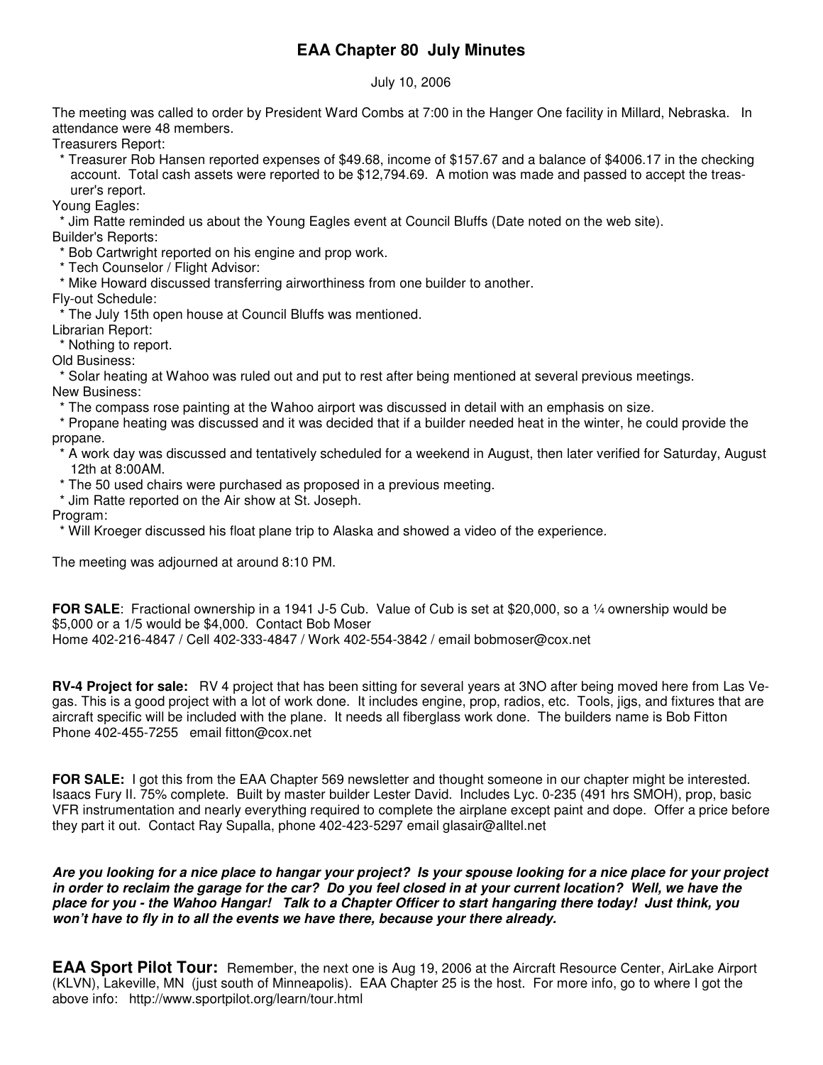# EAA Chapter 80 July Minutes

July 10, 2006

The meeting was called to order by President Ward Combs at 7:00 in the Hanger One facility in Millard, Nebraska. In attendance were 48 members.

Treasurers Report:

- Treasurer Rob Hansen reported expenses of $49.68, income of $157.67 and a balance of $4006.17 in the checking account. Total cash assets were reported to be $12,794.69. A motion was made and passed to accept the treasurer's report.

Young Eagles:

- Jim Ratte reminded us about the Young Eagles event at Council Bluffs (Date noted on the web site).

Builder's Reports:

- Bob Cartwright reported on his engine and prop work.
- Tech Counselor / Flight Advisor:
- Mike Howard discussed transferring airworthiness from one builder to another.

Fly-out Schedule:

- The July 15th open house at Council Bluffs was mentioned.

Librarian Report:

- Nothing to report.

Old Business:

- Solar heating at Wahoo was ruled out and put to rest after being mentioned at several previous meetings.

New Business:

- The compass rose painting at the Wahoo airport was discussed in detail with an emphasis on size.
- Propane heating was discussed and it was decided that if a builder needed heat in the winter, he could provide the propane.
- A work day was discussed and tentatively scheduled for a weekend in August, then later verified for Saturday, August 12th at 8:00AM.
- The 50 used chairs were purchased as proposed in a previous meeting.
- Jim Ratte reported on the Air show at St. Joseph.

Program:

- Will Kroeger discussed his float plane trip to Alaska and showed a video of the experience.

The meeting was adjourned at around 8:10 PM.

**FOR SALE**: Fractional ownership in a 1941 J-5 Cub. Value of Cub is set at $20,000, so a ¼ ownership would be $5,000 or a 1/5 would be $4,000. Contact Bob Moser
Home 402-216-4847 / Cell 402-333-4847 / Work 402-554-3842 / email bobmoser@cox.net

**RV-4 Project for sale:** RV 4 project that has been sitting for several years at 3NO after being moved here from Las Vegas. This is a good project with a lot of work done. It includes engine, prop, radios, etc. Tools, jigs, and fixtures that are aircraft specific will be included with the plane. It needs all fiberglass work done. The builders name is Bob Fitton
Phone 402-455-7255 email fitton@cox.net

**FOR SALE:** I got this from the EAA Chapter 569 newsletter and thought someone in our chapter might be interested. Isaacs Fury II. 75% complete. Built by master builder Lester David. Includes Lyc. 0-235 (491 hrs SMOH), prop, basic VFR instrumentation and nearly everything required to complete the airplane except paint and dope. Offer a price before they part it out. Contact Ray Supalla, phone 402-423-5297 email glasair@alltel.net

***Are you looking for a nice place to hangar your project? Is your spouse looking for a nice place for your project in order to reclaim the garage for the car? Do you feel closed in at your current location? Well, we have the place for you - the Wahoo Hangar! Talk to a Chapter Officer to start hangaring there today! Just think, you won't have to fly in to all the events we have there, because your there already.***

**EAA Sport Pilot Tour:** Remember, the next one is Aug 19, 2006 at the Aircraft Resource Center, AirLake Airport (KLVN), Lakeville, MN (just south of Minneapolis). EAA Chapter 25 is the host. For more info, go to where I got the above info: http://www.sportpilot.org/learn/tour.html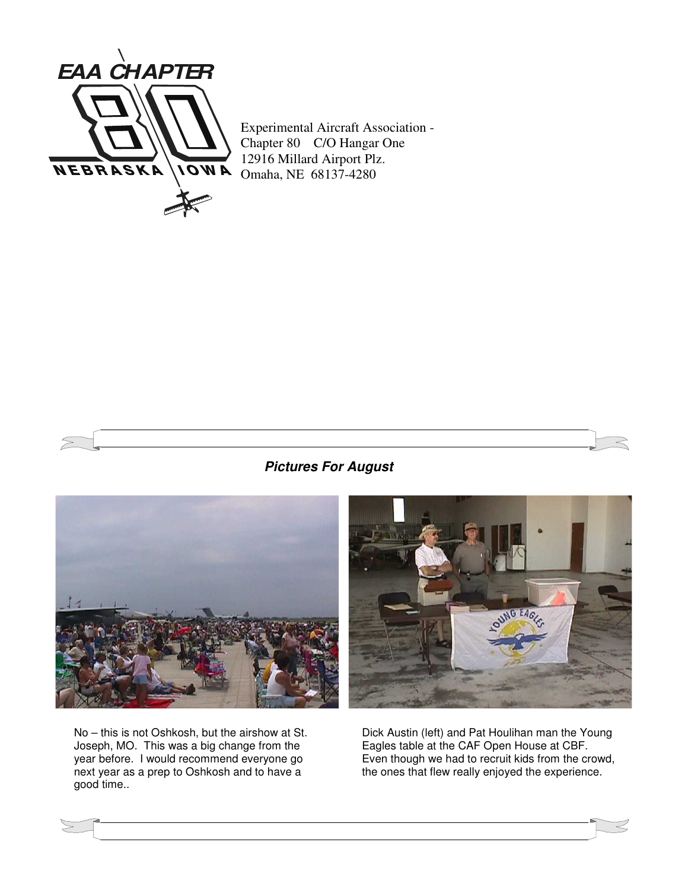EAA CHAPTER 80

NEBRASKA IOWA

Experimental Aircraft Association -
Chapter 80 C/O Hangar One
12916 Millard Airport Plz.
Omaha, NE 68137-4280

***Pictures For August***

No – this is not Oshkosh, but the airshow at St. Joseph, MO. This was a big change from the year before. I would recommend everyone go next year as a prep to Oshkosh and to have a good time..

Dick Austin (left) and Pat Houlihan man the Young Eagles table at the CAF Open House at CBF. Even though we had to recruit kids from the crowd, the ones that flew really enjoyed the experience.